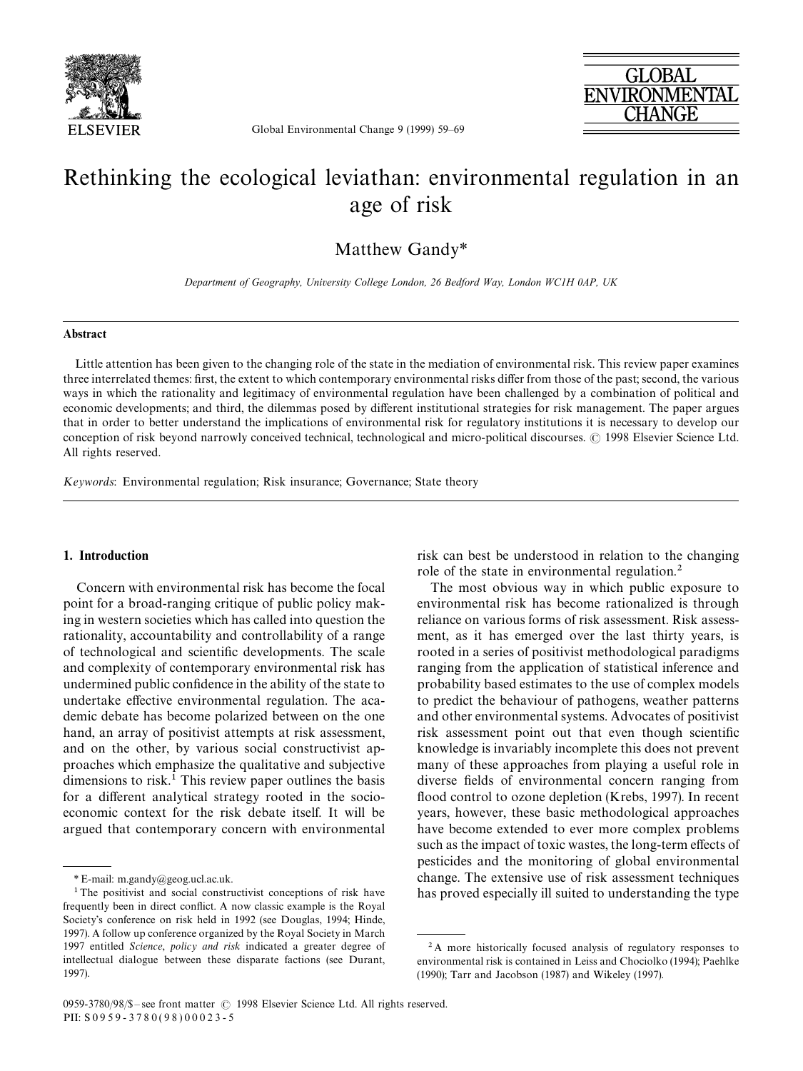# Rethinking the ecological leviathan: environmental regulation in an age of risk

Matthew Gandy*

*Department of Geography, University College London, 26 Bedford Way, London WC1H 0AP, UK*

## Abstract

Little attention has been given to the changing role of the state in the mediation of environmental risk. This review paper examines three interrelated themes: first, the extent to which contemporary environmental risks differ from those of the past; second, the various ways in which the rationality and legitimacy of environmental regulation have been challenged by a combination of political and economic developments; and third, the dilemmas posed by different institutional strategies for risk management. The paper argues that in order to better understand the implications of environmental risk for regulatory institutions it is necessary to develop our conception of risk beyond narrowly conceived technical, technological and micro-political discourses. © 1998 Elsevier Science Ltd. All rights reserved.

*Keywords*: Environmental regulation; Risk insurance; Governance; State theory

## 1. Introduction

Concern with environmental risk has become the focal point for a broad-ranging critique of public policy making in western societies which has called into question the rationality, accountability and controllability of a range of technological and scientific developments. The scale and complexity of contemporary environmental risk has undermined public confidence in the ability of the state to undertake effective environmental regulation. The academic debate has become polarized between on the one hand, an array of positivist attempts at risk assessment, and on the other, by various social constructivist approaches which emphasize the qualitative and subjective dimensions to risk.[1] This review paper outlines the basis for a different analytical strategy rooted in the socio-economic context for the risk debate itself. It will be argued that contemporary concern with environmental risk can best be understood in relation to the changing role of the state in environmental regulation.[2]

The most obvious way in which public exposure to environmental risk has become rationalized is through reliance on various forms of risk assessment. Risk assessment, as it has emerged over the last thirty years, is rooted in a series of positivist methodological paradigms ranging from the application of statistical inference and probability based estimates to the use of complex models to predict the behaviour of pathogens, weather patterns and other environmental systems. Advocates of positivist risk assessment point out that even though scientific knowledge is invariably incomplete this does not prevent many of these approaches from playing a useful role in diverse fields of environmental concern ranging from flood control to ozone depletion (Krebs, 1997). In recent years, however, these basic methodological approaches have become extended to ever more complex problems such as the impact of toxic wastes, the long-term effects of pesticides and the monitoring of global environmental change. The extensive use of risk assessment techniques has proved especially ill suited to understanding the type

---

\* E-mail: m.gandy@geog.ucl.ac.uk.

[1] The positivist and social constructivist conceptions of risk have frequently been in direct conflict. A now classic example is the Royal Society's conference on risk held in 1992 (see Douglas, 1994; Hinde, 1997). A follow up conference organized by the Royal Society in March 1997 entitled *Science, policy and risk* indicated a greater degree of intellectual dialogue between these disparate factions (see Durant, 1997).

[2] A more historically focused analysis of regulatory responses to environmental risk is contained in Leiss and Chociolko (1994); Paehlke (1990); Tarr and Jacobson (1987) and Wikeley (1997).

0959-3780/98/$ – see front matter © 1998 Elsevier Science Ltd. All rights reserved.
PII: S0959-3780(98)00023-5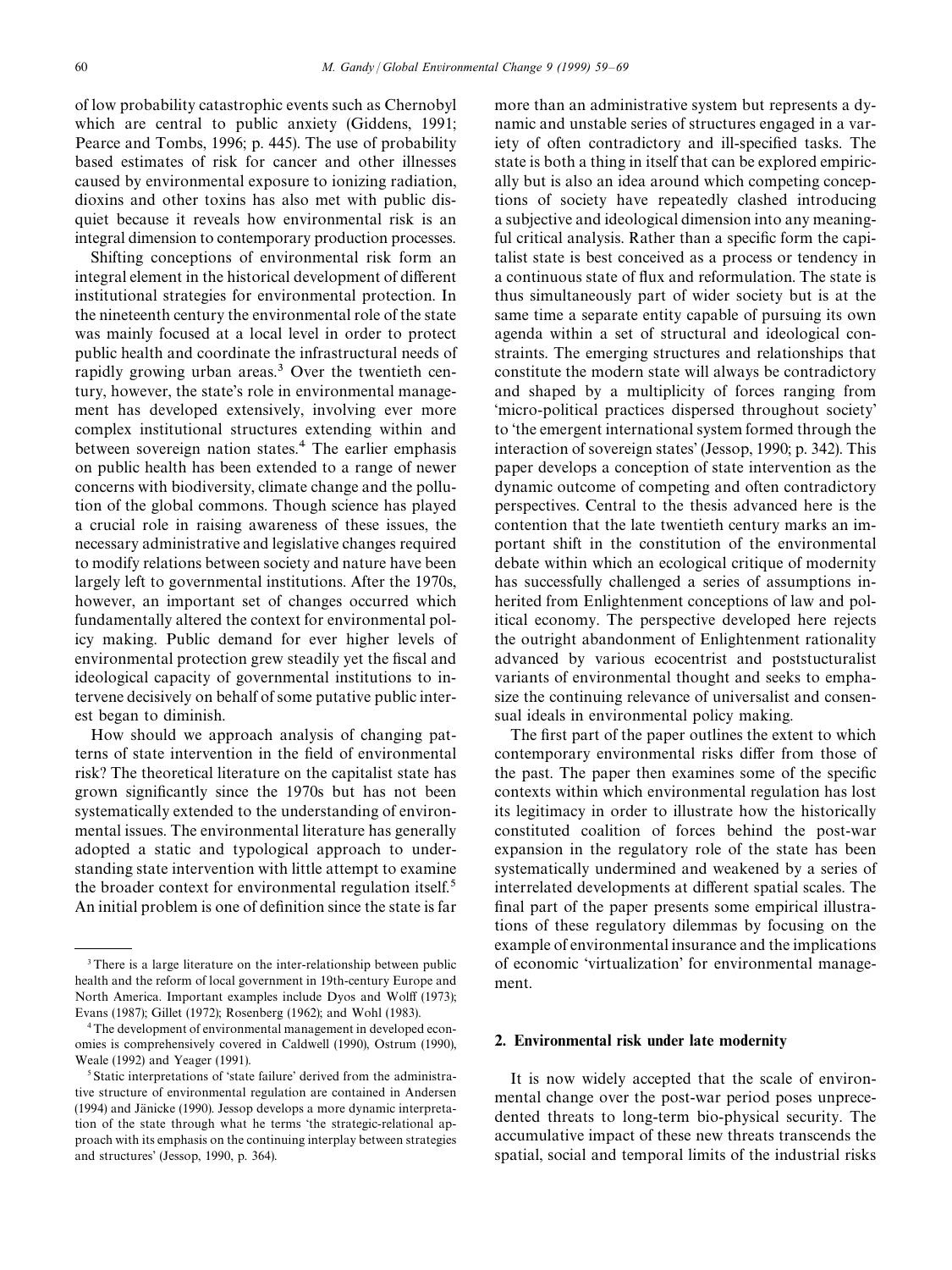of low probability catastrophic events such as Chernobyl which are central to public anxiety (Giddens, 1991; Pearce and Tombs, 1996; p. 445). The use of probability based estimates of risk for cancer and other illnesses caused by environmental exposure to ionizing radiation, dioxins and other toxins has also met with public disquiet because it reveals how environmental risk is an integral dimension to contemporary production processes.

Shifting conceptions of environmental risk form an integral element in the historical development of different institutional strategies for environmental protection. In the nineteenth century the environmental role of the state was mainly focused at a local level in order to protect public health and coordinate the infrastructural needs of rapidly growing urban areas.[3] Over the twentieth century, however, the state's role in environmental management has developed extensively, involving ever more complex institutional structures extending within and between sovereign nation states.[4] The earlier emphasis on public health has been extended to a range of newer concerns with biodiversity, climate change and the pollution of the global commons. Though science has played a crucial role in raising awareness of these issues, the necessary administrative and legislative changes required to modify relations between society and nature have been largely left to governmental institutions. After the 1970s, however, an important set of changes occurred which fundamentally altered the context for environmental policy making. Public demand for ever higher levels of environmental protection grew steadily yet the fiscal and ideological capacity of governmental institutions to intervene decisively on behalf of some putative public interest began to diminish.

How should we approach analysis of changing patterns of state intervention in the field of environmental risk? The theoretical literature on the capitalist state has grown significantly since the 1970s but has not been systematically extended to the understanding of environmental issues. The environmental literature has generally adopted a static and typological approach to understanding state intervention with little attempt to examine the broader context for environmental regulation itself.[5] An initial problem is one of definition since the state is far more than an administrative system but represents a dynamic and unstable series of structures engaged in a variety of often contradictory and ill-specified tasks. The state is both a thing in itself that can be explored empirically but is also an idea around which competing conceptions of society have repeatedly clashed introducing a subjective and ideological dimension into any meaningful critical analysis. Rather than a specific form the capitalist state is best conceived as a process or tendency in a continuous state of flux and reformulation. The state is thus simultaneously part of wider society but is at the same time a separate entity capable of pursuing its own agenda within a set of structural and ideological constraints. The emerging structures and relationships that constitute the modern state will always be contradictory and shaped by a multiplicity of forces ranging from 'micro-political practices dispersed throughout society' to 'the emergent international system formed through the interaction of sovereign states' (Jessop, 1990; p. 342). This paper develops a conception of state intervention as the dynamic outcome of competing and often contradictory perspectives. Central to the thesis advanced here is the contention that the late twentieth century marks an important shift in the constitution of the environmental debate within which an ecological critique of modernity has successfully challenged a series of assumptions inherited from Enlightenment conceptions of law and political economy. The perspective developed here rejects the outright abandonment of Enlightenment rationality advanced by various ecocentrist and poststucturalist variants of environmental thought and seeks to emphasize the continuing relevance of universalist and consensual ideals in environmental policy making.

The first part of the paper outlines the extent to which contemporary environmental risks differ from those of the past. The paper then examines some of the specific contexts within which environmental regulation has lost its legitimacy in order to illustrate how the historically constituted coalition of forces behind the post-war expansion in the regulatory role of the state has been systematically undermined and weakened by a series of interrelated developments at different spatial scales. The final part of the paper presents some empirical illustrations of these regulatory dilemmas by focusing on the example of environmental insurance and the implications of economic 'virtualization' for environmental management.

## 2. Environmental risk under late modernity

It is now widely accepted that the scale of environmental change over the post-war period poses unprecedented threats to long-term bio-physical security. The accumulative impact of these new threats transcends the spatial, social and temporal limits of the industrial risks

---

[3] There is a large literature on the inter-relationship between public health and the reform of local government in 19th-century Europe and North America. Important examples include Dyos and Wolff (1973); Evans (1987); Gillet (1972); Rosenberg (1962); and Wohl (1983).

[4] The development of environmental management in developed economies is comprehensively covered in Caldwell (1990), Ostrum (1990), Weale (1992) and Yeager (1991).

[5] Static interpretations of 'state failure' derived from the administrative structure of environmental regulation are contained in Andersen (1994) and Jänicke (1990). Jessop develops a more dynamic interpretation of the state through what he terms 'the strategic-relational approach with its emphasis on the continuing interplay between strategies and structures' (Jessop, 1990, p. 364).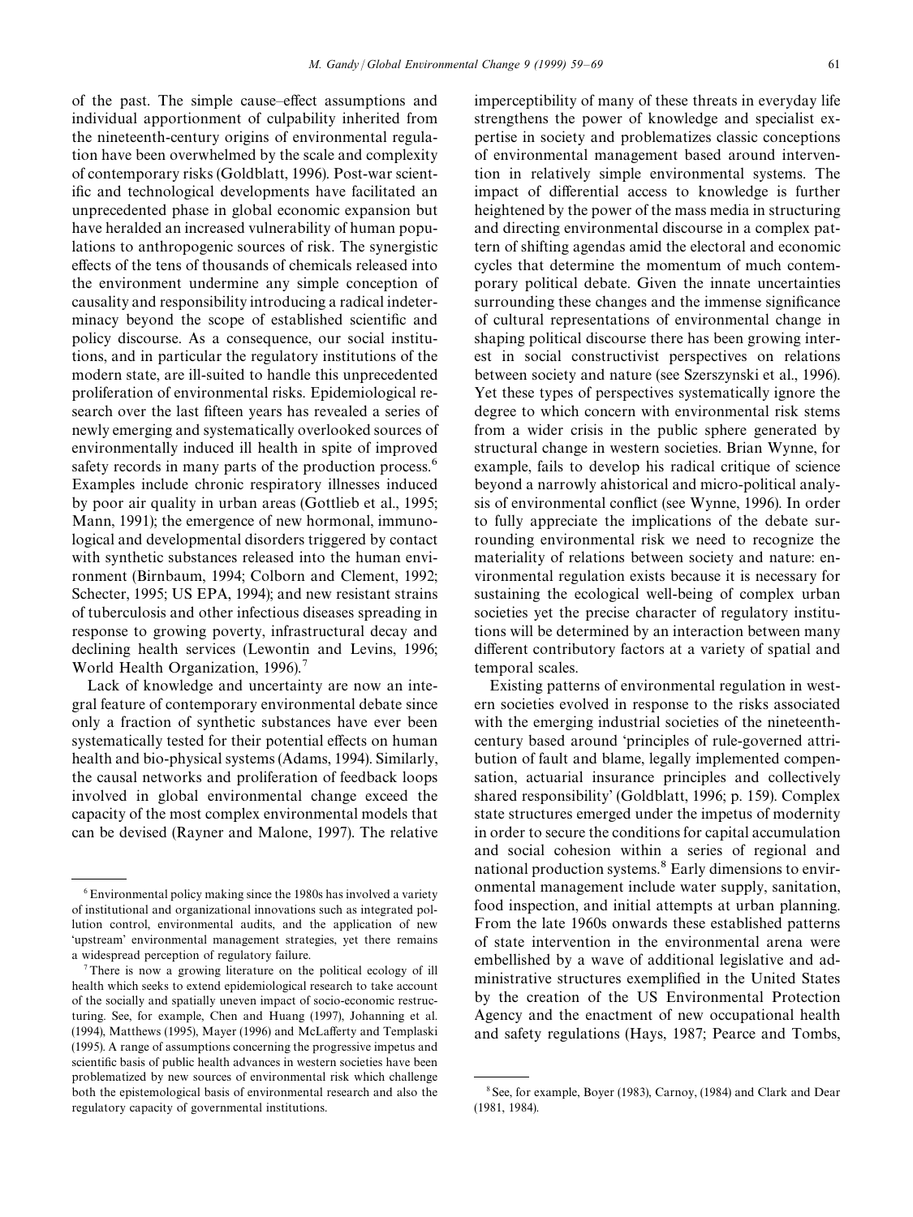of the past. The simple cause–effect assumptions and individual apportionment of culpability inherited from the nineteenth-century origins of environmental regulation have been overwhelmed by the scale and complexity of contemporary risks (Goldblatt, 1996). Post-war scientific and technological developments have facilitated an unprecedented phase in global economic expansion but have heralded an increased vulnerability of human populations to anthropogenic sources of risk. The synergistic effects of the tens of thousands of chemicals released into the environment undermine any simple conception of causality and responsibility introducing a radical indeterminacy beyond the scope of established scientific and policy discourse. As a consequence, our social institutions, and in particular the regulatory institutions of the modern state, are ill-suited to handle this unprecedented proliferation of environmental risks. Epidemiological research over the last fifteen years has revealed a series of newly emerging and systematically overlooked sources of environmentally induced ill health in spite of improved safety records in many parts of the production process.[6] Examples include chronic respiratory illnesses induced by poor air quality in urban areas (Gottlieb et al., 1995; Mann, 1991); the emergence of new hormonal, immunological and developmental disorders triggered by contact with synthetic substances released into the human environment (Birnbaum, 1994; Colborn and Clement, 1992; Schecter, 1995; US EPA, 1994); and new resistant strains of tuberculosis and other infectious diseases spreading in response to growing poverty, infrastructural decay and declining health services (Lewontin and Levins, 1996; World Health Organization, 1996).[7]

Lack of knowledge and uncertainty are now an integral feature of contemporary environmental debate since only a fraction of synthetic substances have ever been systematically tested for their potential effects on human health and bio-physical systems (Adams, 1994). Similarly, the causal networks and proliferation of feedback loops involved in global environmental change exceed the capacity of the most complex environmental models that can be devised (Rayner and Malone, 1997). The relative imperceptibility of many of these threats in everyday life strengthens the power of knowledge and specialist expertise in society and problematizes classic conceptions of environmental management based around intervention in relatively simple environmental systems. The impact of differential access to knowledge is further heightened by the power of the mass media in structuring and directing environmental discourse in a complex pattern of shifting agendas amid the electoral and economic cycles that determine the momentum of much contemporary political debate. Given the innate uncertainties surrounding these changes and the immense significance of cultural representations of environmental change in shaping political discourse there has been growing interest in social constructivist perspectives on relations between society and nature (see Szerszynski et al., 1996). Yet these types of perspectives systematically ignore the degree to which concern with environmental risk stems from a wider crisis in the public sphere generated by structural change in western societies. Brian Wynne, for example, fails to develop his radical critique of science beyond a narrowly ahistorical and micro-political analysis of environmental conflict (see Wynne, 1996). In order to fully appreciate the implications of the debate surrounding environmental risk we need to recognize the materiality of relations between society and nature: environmental regulation exists because it is necessary for sustaining the ecological well-being of complex urban societies yet the precise character of regulatory institutions will be determined by an interaction between many different contributory factors at a variety of spatial and temporal scales.

Existing patterns of environmental regulation in western societies evolved in response to the risks associated with the emerging industrial societies of the nineteenth-century based around 'principles of rule-governed attribution of fault and blame, legally implemented compensation, actuarial insurance principles and collectively shared responsibility' (Goldblatt, 1996; p. 159). Complex state structures emerged under the impetus of modernity in order to secure the conditions for capital accumulation and social cohesion within a series of regional and national production systems.[8] Early dimensions to environmental management include water supply, sanitation, food inspection, and initial attempts at urban planning. From the late 1960s onwards these established patterns of state intervention in the environmental arena were embellished by a wave of additional legislative and administrative structures exemplified in the United States by the creation of the US Environmental Protection Agency and the enactment of new occupational health and safety regulations (Hays, 1987; Pearce and Tombs,

---

[6] Environmental policy making since the 1980s has involved a variety of institutional and organizational innovations such as integrated pollution control, environmental audits, and the application of new 'upstream' environmental management strategies, yet there remains a widespread perception of regulatory failure.

[7] There is now a growing literature on the political ecology of ill health which seeks to extend epidemiological research to take account of the socially and spatially uneven impact of socio-economic restructuring. See, for example, Chen and Huang (1997), Johanning et al. (1994), Matthews (1995), Mayer (1996) and McLafferty and Templaski (1995). A range of assumptions concerning the progressive impetus and scientific basis of public health advances in western societies have been problematized by new sources of environmental risk which challenge both the epistemological basis of environmental research and also the regulatory capacity of governmental institutions.

[8] See, for example, Boyer (1983), Carnoy, (1984) and Clark and Dear (1981, 1984).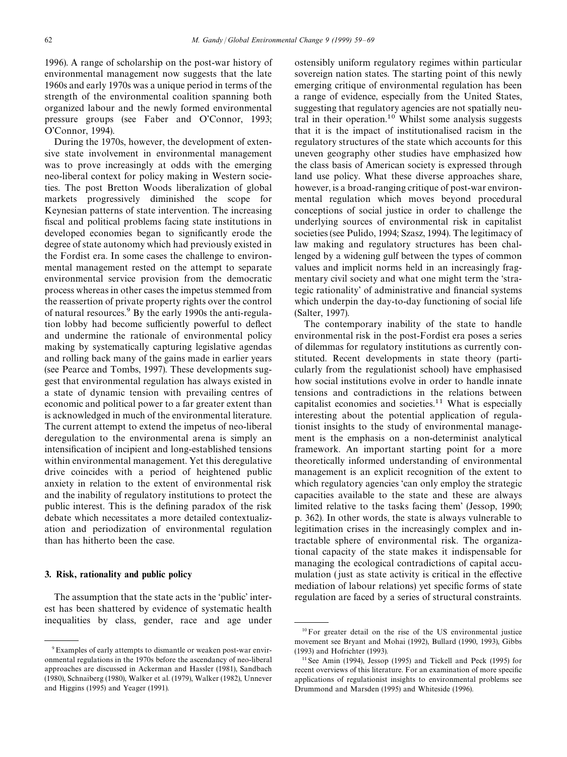1996). A range of scholarship on the post-war history of environmental management now suggests that the late 1960s and early 1970s was a unique period in terms of the strength of the environmental coalition spanning both organized labour and the newly formed environmental pressure groups (see Faber and O'Connor, 1993; O'Connor, 1994).

During the 1970s, however, the development of extensive state involvement in environmental management was to prove increasingly at odds with the emerging neo-liberal context for policy making in Western societies. The post Bretton Woods liberalization of global markets progressively diminished the scope for Keynesian patterns of state intervention. The increasing fiscal and political problems facing state institutions in developed economies began to significantly erode the degree of state autonomy which had previously existed in the Fordist era. In some cases the challenge to environmental management rested on the attempt to separate environmental service provision from the democratic process whereas in other cases the impetus stemmed from the reassertion of private property rights over the control of natural resources.[9] By the early 1990s the anti-regulation lobby had become sufficiently powerful to deflect and undermine the rationale of environmental policy making by systematically capturing legislative agendas and rolling back many of the gains made in earlier years (see Pearce and Tombs, 1997). These developments suggest that environmental regulation has always existed in a state of dynamic tension with prevailing centres of economic and political power to a far greater extent than is acknowledged in much of the environmental literature. The current attempt to extend the impetus of neo-liberal deregulation to the environmental arena is simply an intensification of incipient and long-established tensions within environmental management. Yet this deregulative drive coincides with a period of heightened public anxiety in relation to the extent of environmental risk and the inability of regulatory institutions to protect the public interest. This is the defining paradox of the risk debate which necessitates a more detailed contextualization and periodization of environmental regulation than has hitherto been the case.

## 3. Risk, rationality and public policy

The assumption that the state acts in the 'public' interest has been shattered by evidence of systematic health inequalities by class, gender, race and age under ostensibly uniform regulatory regimes within particular sovereign nation states. The starting point of this newly emerging critique of environmental regulation has been a range of evidence, especially from the United States, suggesting that regulatory agencies are not spatially neutral in their operation.[10] Whilst some analysis suggests that it is the impact of institutionalised racism in the regulatory structures of the state which accounts for this uneven geography other studies have emphasized how the class basis of American society is expressed through land use policy. What these diverse approaches share, however, is a broad-ranging critique of post-war environmental regulation which moves beyond procedural conceptions of social justice in order to challenge the underlying sources of environmental risk in capitalist societies (see Pulido, 1994; Szasz, 1994). The legitimacy of law making and regulatory structures has been challenged by a widening gulf between the types of common values and implicit norms held in an increasingly fragmentary civil society and what one might term the 'strategic rationality' of administrative and financial systems which underpin the day-to-day functioning of social life (Salter, 1997).

The contemporary inability of the state to handle environmental risk in the post-Fordist era poses a series of dilemmas for regulatory institutions as currently constituted. Recent developments in state theory (particularly from the regulationist school) have emphasised how social institutions evolve in order to handle innate tensions and contradictions in the relations between capitalist economies and societies.[11] What is especially interesting about the potential application of regulationist insights to the study of environmental management is the emphasis on a non-determinist analytical framework. An important starting point for a more theoretically informed understanding of environmental management is an explicit recognition of the extent to which regulatory agencies 'can only employ the strategic capacities available to the state and these are always limited relative to the tasks facing them' (Jessop, 1990; p. 362). In other words, the state is always vulnerable to legitimation crises in the increasingly complex and intractable sphere of environmental risk. The organizational capacity of the state makes it indispensable for managing the ecological contradictions of capital accumulation (just as state activity is critical in the effective mediation of labour relations) yet specific forms of state regulation are faced by a series of structural constraints.

---

[9] Examples of early attempts to dismantle or weaken post-war environmental regulations in the 1970s before the ascendancy of neo-liberal approaches are discussed in Ackerman and Hassler (1981), Sandbach (1980), Schnaiberg (1980), Walker et al. (1979), Walker (1982), Unnever and Higgins (1995) and Yeager (1991).

[10] For greater detail on the rise of the US environmental justice movement see Bryant and Mohai (1992), Bullard (1990, 1993), Gibbs (1993) and Hofrichter (1993).

[11] See Amin (1994), Jessop (1995) and Tickell and Peck (1995) for recent overviews of this literature. For an examination of more specific applications of regulationist insights to environmental problems see Drummond and Marsden (1995) and Whiteside (1996).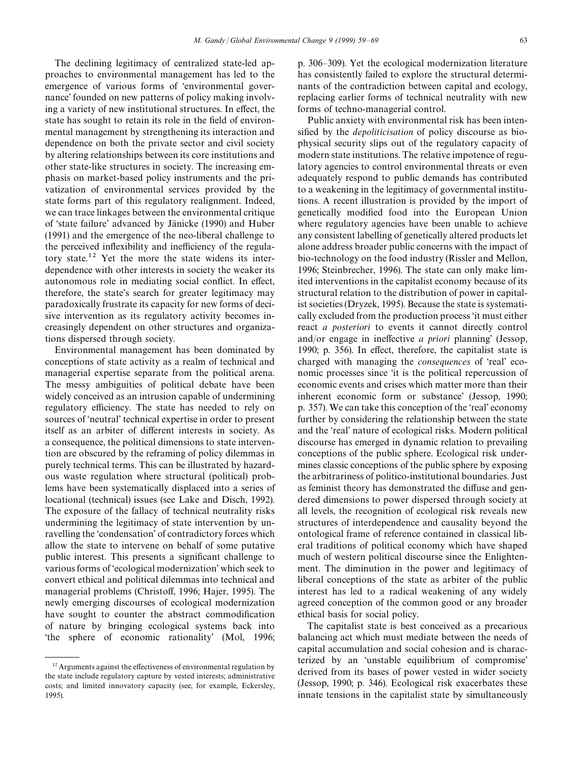The declining legitimacy of centralized state-led approaches to environmental management has led to the emergence of various forms of 'environmental governance' founded on new patterns of policy making involving a variety of new institutional structures. In effect, the state has sought to retain its role in the field of environmental management by strengthening its interaction and dependence on both the private sector and civil society by altering relationships between its core institutions and other state-like structures in society. The increasing emphasis on market-based policy instruments and the privatization of environmental services provided by the state forms part of this regulatory realignment. Indeed, we can trace linkages between the environmental critique of 'state failure' advanced by Jänicke (1990) and Huber (1991) and the emergence of the neo-liberal challenge to the perceived inflexibility and inefficiency of the regulatory state.[12] Yet the more the state widens its interdependence with other interests in society the weaker its autonomous role in mediating social conflict. In effect, therefore, the state's search for greater legitimacy may paradoxically frustrate its capacity for new forms of decisive intervention as its regulatory activity becomes increasingly dependent on other structures and organizations dispersed through society.

Environmental management has been dominated by conceptions of state activity as a realm of technical and managerial expertise separate from the political arena. The messy ambiguities of political debate have been widely conceived as an intrusion capable of undermining regulatory efficiency. The state has needed to rely on sources of 'neutral' technical expertise in order to present itself as an arbiter of different interests in society. As a consequence, the political dimensions to state intervention are obscured by the reframing of policy dilemmas in purely technical terms. This can be illustrated by hazardous waste regulation where structural (political) problems have been systematically displaced into a series of locational (technical) issues (see Lake and Disch, 1992). The exposure of the fallacy of technical neutrality risks undermining the legitimacy of state intervention by unravelling the 'condensation' of contradictory forces which allow the state to intervene on behalf of some putative public interest. This presents a significant challenge to various forms of 'ecological modernization' which seek to convert ethical and political dilemmas into technical and managerial problems (Christoff, 1996; Hajer, 1995). The newly emerging discourses of ecological modernization have sought to counter the abstract commodification of nature by bringing ecological systems back into 'the sphere of economic rationality' (Mol, 1996; p. 306–309). Yet the ecological modernization literature has consistently failed to explore the structural determinants of the contradiction between capital and ecology, replacing earlier forms of technical neutrality with new forms of techno-managerial control.

Public anxiety with environmental risk has been intensified by the *depoliticisation* of policy discourse as bio-physical security slips out of the regulatory capacity of modern state institutions. The relative impotence of regulatory agencies to control environmental threats or even adequately respond to public demands has contributed to a weakening in the legitimacy of governmental institutions. A recent illustration is provided by the import of genetically modified food into the European Union where regulatory agencies have been unable to achieve any consistent labelling of genetically altered products let alone address broader public concerns with the impact of bio-technology on the food industry (Rissler and Mellon, 1996; Steinbrecher, 1996). The state can only make limited interventions in the capitalist economy because of its structural relation to the distribution of power in capitalist societies (Dryzek, 1995). Because the state is systematically excluded from the production process 'it must either react *a posteriori* to events it cannot directly control and/or engage in ineffective *a priori* planning' (Jessop, 1990; p. 356). In effect, therefore, the capitalist state is charged with managing the *consequences* of 'real' economic processes since 'it is the political repercussion of economic events and crises which matter more than their inherent economic form or substance' (Jessop, 1990; p. 357). We can take this conception of the 'real' economy further by considering the relationship between the state and the 'real' nature of ecological risks. Modern political discourse has emerged in dynamic relation to prevailing conceptions of the public sphere. Ecological risk undermines classic conceptions of the public sphere by exposing the arbitrariness of politico-institutional boundaries. Just as feminist theory has demonstrated the diffuse and gendered dimensions to power dispersed through society at all levels, the recognition of ecological risk reveals new structures of interdependence and causality beyond the ontological frame of reference contained in classical liberal traditions of political economy which have shaped much of western political discourse since the Enlightenment. The diminution in the power and legitimacy of liberal conceptions of the state as arbiter of the public interest has led to a radical weakening of any widely agreed conception of the common good or any broader ethical basis for social policy.

The capitalist state is best conceived as a precarious balancing act which must mediate between the needs of capital accumulation and social cohesion and is characterized by an 'unstable equilibrium of compromise' derived from its bases of power vested in wider society (Jessop, 1990; p. 346). Ecological risk exacerbates these innate tensions in the capitalist state by simultaneously

[12] Arguments against the effectiveness of environmental regulation by the state include regulatory capture by vested interests; administrative costs; and limited innovatory capacity (see, for example, Eckersley, 1995).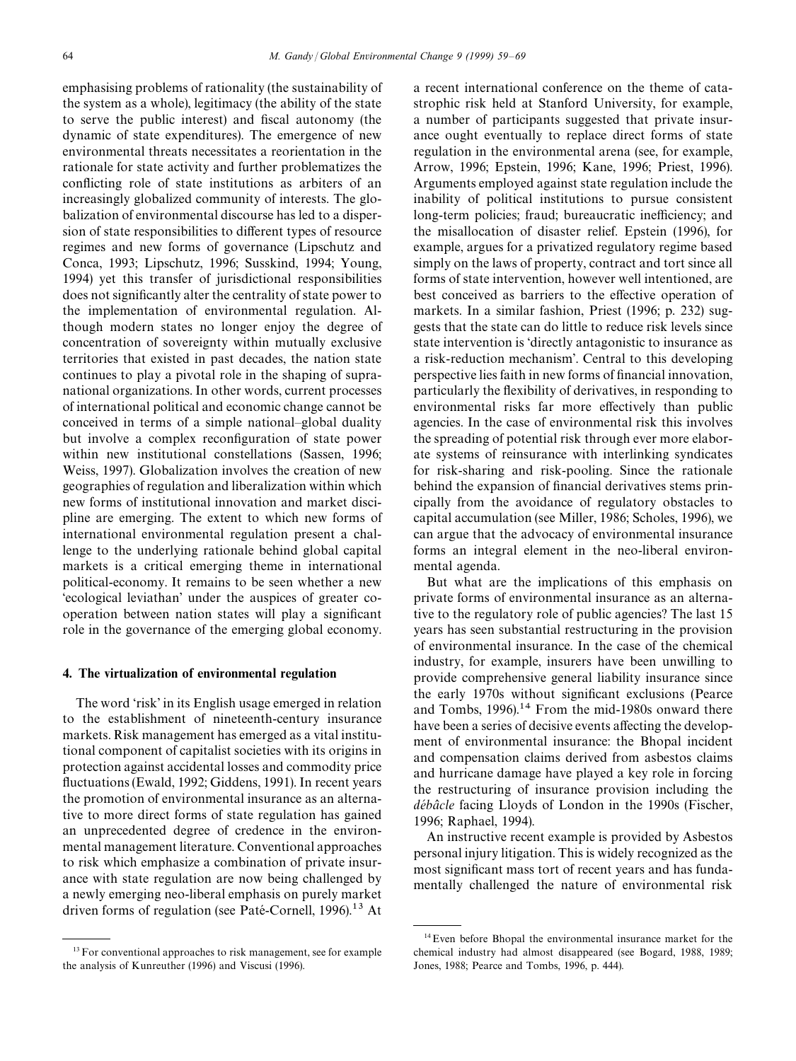emphasising problems of rationality (the sustainability of the system as a whole), legitimacy (the ability of the state to serve the public interest) and fiscal autonomy (the dynamic of state expenditures). The emergence of new environmental threats necessitates a reorientation in the rationale for state activity and further problematizes the conflicting role of state institutions as arbiters of an increasingly globalized community of interests. The globalization of environmental discourse has led to a dispersion of state responsibilities to different types of resource regimes and new forms of governance (Lipschutz and Conca, 1993; Lipschutz, 1996; Susskind, 1994; Young, 1994) yet this transfer of jurisdictional responsibilities does not significantly alter the centrality of state power to the implementation of environmental regulation. Although modern states no longer enjoy the degree of concentration of sovereignty within mutually exclusive territories that existed in past decades, the nation state continues to play a pivotal role in the shaping of supranational organizations. In other words, current processes of international political and economic change cannot be conceived in terms of a simple national–global duality but involve a complex reconfiguration of state power within new institutional constellations (Sassen, 1996; Weiss, 1997). Globalization involves the creation of new geographies of regulation and liberalization within which new forms of institutional innovation and market discipline are emerging. The extent to which new forms of international environmental regulation present a challenge to the underlying rationale behind global capital markets is a critical emerging theme in international political-economy. It remains to be seen whether a new 'ecological leviathan' under the auspices of greater co-operation between nation states will play a significant role in the governance of the emerging global economy.

## 4. The virtualization of environmental regulation

The word 'risk' in its English usage emerged in relation to the establishment of nineteenth-century insurance markets. Risk management has emerged as a vital institutional component of capitalist societies with its origins in protection against accidental losses and commodity price fluctuations (Ewald, 1992; Giddens, 1991). In recent years the promotion of environmental insurance as an alternative to more direct forms of state regulation has gained an unprecedented degree of credence in the environmental management literature. Conventional approaches to risk which emphasize a combination of private insurance with state regulation are now being challenged by a newly emerging neo-liberal emphasis on purely market driven forms of regulation (see Paté-Cornell, 1996).[13] At a recent international conference on the theme of catastrophic risk held at Stanford University, for example, a number of participants suggested that private insurance ought eventually to replace direct forms of state regulation in the environmental arena (see, for example, Arrow, 1996; Epstein, 1996; Kane, 1996; Priest, 1996). Arguments employed against state regulation include the inability of political institutions to pursue consistent long-term policies; fraud; bureaucratic inefficiency; and the misallocation of disaster relief. Epstein (1996), for example, argues for a privatized regulatory regime based simply on the laws of property, contract and tort since all forms of state intervention, however well intentioned, are best conceived as barriers to the effective operation of markets. In a similar fashion, Priest (1996; p. 232) suggests that the state can do little to reduce risk levels since state intervention is 'directly antagonistic to insurance as a risk-reduction mechanism'. Central to this developing perspective lies faith in new forms of financial innovation, particularly the flexibility of derivatives, in responding to environmental risks far more effectively than public agencies. In the case of environmental risk this involves the spreading of potential risk through ever more elaborate systems of reinsurance with interlinking syndicates for risk-sharing and risk-pooling. Since the rationale behind the expansion of financial derivatives stems principally from the avoidance of regulatory obstacles to capital accumulation (see Miller, 1986; Scholes, 1996), we can argue that the advocacy of environmental insurance forms an integral element in the neo-liberal environmental agenda.

But what are the implications of this emphasis on private forms of environmental insurance as an alternative to the regulatory role of public agencies? The last 15 years has seen substantial restructuring in the provision of environmental insurance. In the case of the chemical industry, for example, insurers have been unwilling to provide comprehensive general liability insurance since the early 1970s without significant exclusions (Pearce and Tombs, 1996).[14] From the mid-1980s onward there have been a series of decisive events affecting the development of environmental insurance: the Bhopal incident and compensation claims derived from asbestos claims and hurricane damage have played a key role in forcing the restructuring of insurance provision including the *débâcle* facing Lloyds of London in the 1990s (Fischer, 1996; Raphael, 1994).

An instructive recent example is provided by Asbestos personal injury litigation. This is widely recognized as the most significant mass tort of recent years and has fundamentally challenged the nature of environmental risk

[13] For conventional approaches to risk management, see for example the analysis of Kunreuther (1996) and Viscusi (1996).

[14] Even before Bhopal the environmental insurance market for the chemical industry had almost disappeared (see Bogard, 1988, 1989; Jones, 1988; Pearce and Tombs, 1996, p. 444).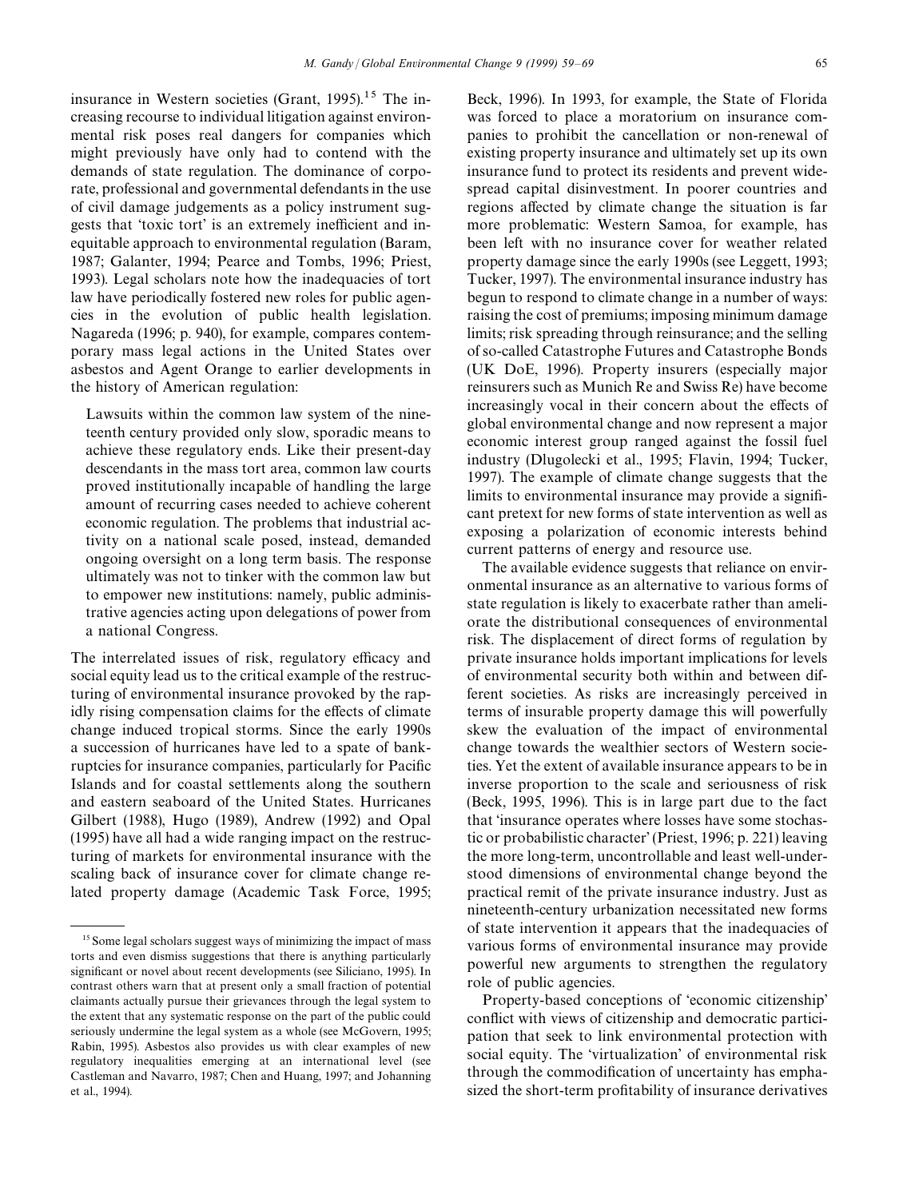insurance in Western societies (Grant, 1995).[15] The increasing recourse to individual litigation against environmental risk poses real dangers for companies which might previously have only had to contend with the demands of state regulation. The dominance of corporate, professional and governmental defendants in the use of civil damage judgements as a policy instrument suggests that 'toxic tort' is an extremely inefficient and inequitable approach to environmental regulation (Baram, 1987; Galanter, 1994; Pearce and Tombs, 1996; Priest, 1993). Legal scholars note how the inadequacies of tort law have periodically fostered new roles for public agencies in the evolution of public health legislation. Nagareda (1996; p. 940), for example, compares contemporary mass legal actions in the United States over asbestos and Agent Orange to earlier developments in the history of American regulation:

> Lawsuits within the common law system of the nineteenth century provided only slow, sporadic means to achieve these regulatory ends. Like their present-day descendants in the mass tort area, common law courts proved institutionally incapable of handling the large amount of recurring cases needed to achieve coherent economic regulation. The problems that industrial activity on a national scale posed, instead, demanded ongoing oversight on a long term basis. The response ultimately was not to tinker with the common law but to empower new institutions: namely, public administrative agencies acting upon delegations of power from a national Congress.

The interrelated issues of risk, regulatory efficacy and social equity lead us to the critical example of the restructuring of environmental insurance provoked by the rapidly rising compensation claims for the effects of climate change induced tropical storms. Since the early 1990s a succession of hurricanes have led to a spate of bankruptcies for insurance companies, particularly for Pacific Islands and for coastal settlements along the southern and eastern seaboard of the United States. Hurricanes Gilbert (1988), Hugo (1989), Andrew (1992) and Opal (1995) have all had a wide ranging impact on the restructuring of markets for environmental insurance with the scaling back of insurance cover for climate change related property damage (Academic Task Force, 1995; Beck, 1996). In 1993, for example, the State of Florida was forced to place a moratorium on insurance companies to prohibit the cancellation or non-renewal of existing property insurance and ultimately set up its own insurance fund to protect its residents and prevent widespread capital disinvestment. In poorer countries and regions affected by climate change the situation is far more problematic: Western Samoa, for example, has been left with no insurance cover for weather related property damage since the early 1990s (see Leggett, 1993; Tucker, 1997). The environmental insurance industry has begun to respond to climate change in a number of ways: raising the cost of premiums; imposing minimum damage limits; risk spreading through reinsurance; and the selling of so-called Catastrophe Futures and Catastrophe Bonds (UK DoE, 1996). Property insurers (especially major reinsurers such as Munich Re and Swiss Re) have become increasingly vocal in their concern about the effects of global environmental change and now represent a major economic interest group ranged against the fossil fuel industry (Dlugolecki et al., 1995; Flavin, 1994; Tucker, 1997). The example of climate change suggests that the limits to environmental insurance may provide a significant pretext for new forms of state intervention as well as exposing a polarization of economic interests behind current patterns of energy and resource use.

The available evidence suggests that reliance on environmental insurance as an alternative to various forms of state regulation is likely to exacerbate rather than ameliorate the distributional consequences of environmental risk. The displacement of direct forms of regulation by private insurance holds important implications for levels of environmental security both within and between different societies. As risks are increasingly perceived in terms of insurable property damage this will powerfully skew the evaluation of the impact of environmental change towards the wealthier sectors of Western societies. Yet the extent of available insurance appears to be in inverse proportion to the scale and seriousness of risk (Beck, 1995, 1996). This is in large part due to the fact that 'insurance operates where losses have some stochastic or probabilistic character' (Priest, 1996; p. 221) leaving the more long-term, uncontrollable and least well-understood dimensions of environmental change beyond the practical remit of the private insurance industry. Just as nineteenth-century urbanization necessitated new forms of state intervention it appears that the inadequacies of various forms of environmental insurance may provide powerful new arguments to strengthen the regulatory role of public agencies.

Property-based conceptions of 'economic citizenship' conflict with views of citizenship and democratic participation that seek to link environmental protection with social equity. The 'virtualization' of environmental risk through the commodification of uncertainty has emphasized the short-term profitability of insurance derivatives

[15] Some legal scholars suggest ways of minimizing the impact of mass torts and even dismiss suggestions that there is anything particularly significant or novel about recent developments (see Siliciano, 1995). In contrast others warn that at present only a small fraction of potential claimants actually pursue their grievances through the legal system to the extent that any systematic response on the part of the public could seriously undermine the legal system as a whole (see McGovern, 1995; Rabin, 1995). Asbestos also provides us with clear examples of new regulatory inequalities emerging at an international level (see Castleman and Navarro, 1987; Chen and Huang, 1997; and Johanning et al., 1994).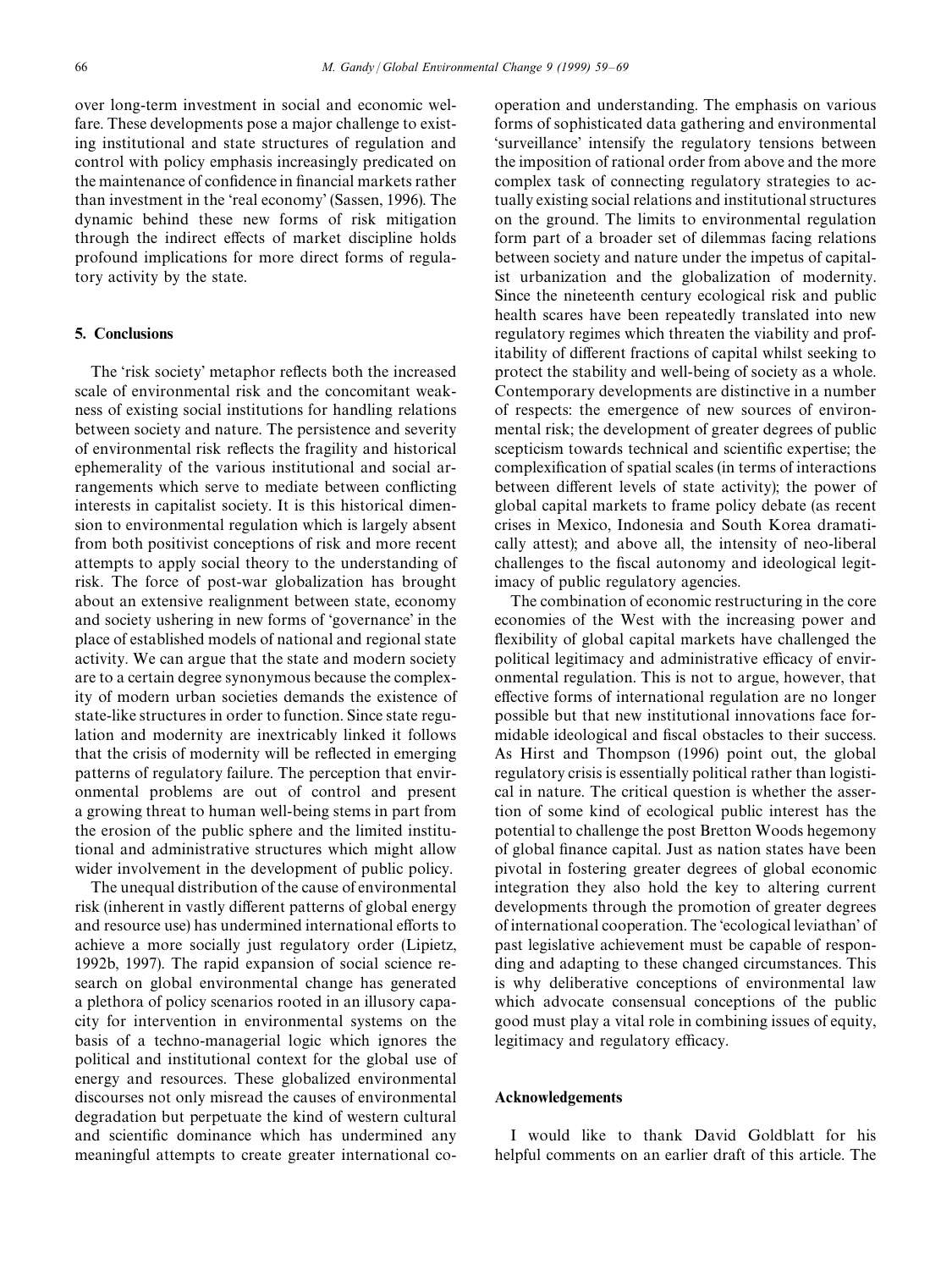over long-term investment in social and economic welfare. These developments pose a major challenge to existing institutional and state structures of regulation and control with policy emphasis increasingly predicated on the maintenance of confidence in financial markets rather than investment in the 'real economy' (Sassen, 1996). The dynamic behind these new forms of risk mitigation through the indirect effects of market discipline holds profound implications for more direct forms of regulatory activity by the state.

## 5. Conclusions

The 'risk society' metaphor reflects both the increased scale of environmental risk and the concomitant weakness of existing social institutions for handling relations between society and nature. The persistence and severity of environmental risk reflects the fragility and historical ephemerality of the various institutional and social arrangements which serve to mediate between conflicting interests in capitalist society. It is this historical dimension to environmental regulation which is largely absent from both positivist conceptions of risk and more recent attempts to apply social theory to the understanding of risk. The force of post-war globalization has brought about an extensive realignment between state, economy and society ushering in new forms of 'governance' in the place of established models of national and regional state activity. We can argue that the state and modern society are to a certain degree synonymous because the complexity of modern urban societies demands the existence of state-like structures in order to function. Since state regulation and modernity are inextricably linked it follows that the crisis of modernity will be reflected in emerging patterns of regulatory failure. The perception that environmental problems are out of control and present a growing threat to human well-being stems in part from the erosion of the public sphere and the limited institutional and administrative structures which might allow wider involvement in the development of public policy.

The unequal distribution of the cause of environmental risk (inherent in vastly different patterns of global energy and resource use) has undermined international efforts to achieve a more socially just regulatory order (Lipietz, 1992b, 1997). The rapid expansion of social science research on global environmental change has generated a plethora of policy scenarios rooted in an illusory capacity for intervention in environmental systems on the basis of a techno-managerial logic which ignores the political and institutional context for the global use of energy and resources. These globalized environmental discourses not only misread the causes of environmental degradation but perpetuate the kind of western cultural and scientific dominance which has undermined any meaningful attempts to create greater international co-operation and understanding. The emphasis on various forms of sophisticated data gathering and environmental 'surveillance' intensify the regulatory tensions between the imposition of rational order from above and the more complex task of connecting regulatory strategies to actually existing social relations and institutional structures on the ground. The limits to environmental regulation form part of a broader set of dilemmas facing relations between society and nature under the impetus of capitalist urbanization and the globalization of modernity. Since the nineteenth century ecological risk and public health scares have been repeatedly translated into new regulatory regimes which threaten the viability and profitability of different fractions of capital whilst seeking to protect the stability and well-being of society as a whole. Contemporary developments are distinctive in a number of respects: the emergence of new sources of environmental risk; the development of greater degrees of public scepticism towards technical and scientific expertise; the complexification of spatial scales (in terms of interactions between different levels of state activity); the power of global capital markets to frame policy debate (as recent crises in Mexico, Indonesia and South Korea dramatically attest); and above all, the intensity of neo-liberal challenges to the fiscal autonomy and ideological legitimacy of public regulatory agencies.

The combination of economic restructuring in the core economies of the West with the increasing power and flexibility of global capital markets have challenged the political legitimacy and administrative efficacy of environmental regulation. This is not to argue, however, that effective forms of international regulation are no longer possible but that new institutional innovations face formidable ideological and fiscal obstacles to their success. As Hirst and Thompson (1996) point out, the global regulatory crisis is essentially political rather than logistical in nature. The critical question is whether the assertion of some kind of ecological public interest has the potential to challenge the post Bretton Woods hegemony of global finance capital. Just as nation states have been pivotal in fostering greater degrees of global economic integration they also hold the key to altering current developments through the promotion of greater degrees of international cooperation. The 'ecological leviathan' of past legislative achievement must be capable of responding and adapting to these changed circumstances. This is why deliberative conceptions of environmental law which advocate consensual conceptions of the public good must play a vital role in combining issues of equity, legitimacy and regulatory efficacy.

## Acknowledgements

I would like to thank David Goldblatt for his helpful comments on an earlier draft of this article. The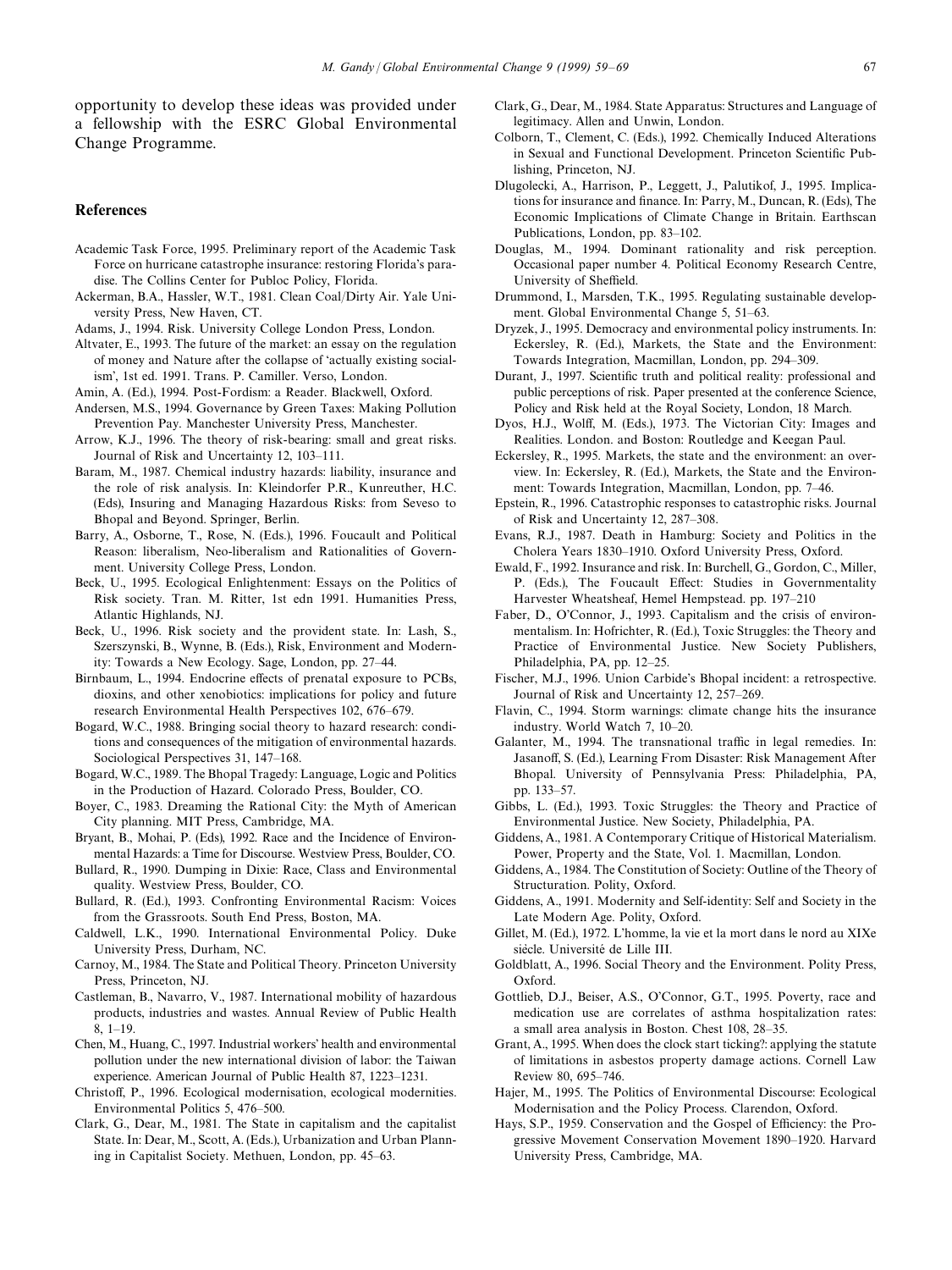opportunity to develop these ideas was provided under a fellowship with the ESRC Global Environmental Change Programme.

## References

Academic Task Force, 1995. Preliminary report of the Academic Task Force on hurricane catastrophe insurance: restoring Florida's paradise. The Collins Center for Publoc Policy, Florida.

Ackerman, B.A., Hassler, W.T., 1981. Clean Coal/Dirty Air. Yale University Press, New Haven, CT.

Adams, J., 1994. Risk. University College London Press, London.

Altvater, E., 1993. The future of the market: an essay on the regulation of money and Nature after the collapse of 'actually existing socialism', 1st ed. 1991. Trans. P. Camiller. Verso, London.

Amin, A. (Ed.), 1994. Post-Fordism: a Reader. Blackwell, Oxford.

Andersen, M.S., 1994. Governance by Green Taxes: Making Pollution Prevention Pay. Manchester University Press, Manchester.

Arrow, K.J., 1996. The theory of risk-bearing: small and great risks. Journal of Risk and Uncertainty 12, 103–111.

Baram, M., 1987. Chemical industry hazards: liability, insurance and the role of risk analysis. In: Kleindorfer P.R., Kunreuther, H.C. (Eds), Insuring and Managing Hazardous Risks: from Seveso to Bhopal and Beyond. Springer, Berlin.

Barry, A., Osborne, T., Rose, N. (Eds.), 1996. Foucault and Political Reason: liberalism, Neo-liberalism and Rationalities of Government. University College Press, London.

Beck, U., 1995. Ecological Enlightenment: Essays on the Politics of Risk society. Tran. M. Ritter, 1st edn 1991. Humanities Press, Atlantic Highlands, NJ.

Beck, U., 1996. Risk society and the provident state. In: Lash, S., Szerszynski, B., Wynne, B. (Eds.), Risk, Environment and Modernity: Towards a New Ecology. Sage, London, pp. 27–44.

Birnbaum, L., 1994. Endocrine effects of prenatal exposure to PCBs, dioxins, and other xenobiotics: implications for policy and future research Environmental Health Perspectives 102, 676–679.

Bogard, W.C., 1988. Bringing social theory to hazard research: conditions and consequences of the mitigation of environmental hazards. Sociological Perspectives 31, 147–168.

Bogard, W.C., 1989. The Bhopal Tragedy: Language, Logic and Politics in the Production of Hazard. Colorado Press, Boulder, CO.

Boyer, C., 1983. Dreaming the Rational City: the Myth of American City planning. MIT Press, Cambridge, MA.

Bryant, B., Mohai, P. (Eds), 1992. Race and the Incidence of Environmental Hazards: a Time for Discourse. Westview Press, Boulder, CO.

Bullard, R., 1990. Dumping in Dixie: Race, Class and Environmental quality. Westview Press, Boulder, CO.

Bullard, R. (Ed.), 1993. Confronting Environmental Racism: Voices from the Grassroots. South End Press, Boston, MA.

Caldwell, L.K., 1990. International Environmental Policy. Duke University Press, Durham, NC.

Carnoy, M., 1984. The State and Political Theory. Princeton University Press, Princeton, NJ.

Castleman, B., Navarro, V., 1987. International mobility of hazardous products, industries and wastes. Annual Review of Public Health 8, 1–19.

Chen, M., Huang, C., 1997. Industrial workers' health and environmental pollution under the new international division of labor: the Taiwan experience. American Journal of Public Health 87, 1223–1231.

Christoff, P., 1996. Ecological modernisation, ecological modernities. Environmental Politics 5, 476–500.

Clark, G., Dear, M., 1981. The State in capitalism and the capitalist State. In: Dear, M., Scott, A. (Eds.), Urbanization and Urban Planning in Capitalist Society. Methuen, London, pp. 45–63.

Clark, G., Dear, M., 1984. State Apparatus: Structures and Language of legitimacy. Allen and Unwin, London.

Colborn, T., Clement, C. (Eds.), 1992. Chemically Induced Alterations in Sexual and Functional Development. Princeton Scientific Publishing, Princeton, NJ.

Dlugolecki, A., Harrison, P., Leggett, J., Palutikof, J., 1995. Implications for insurance and finance. In: Parry, M., Duncan, R. (Eds), The Economic Implications of Climate Change in Britain. Earthscan Publications, London, pp. 83–102.

Douglas, M., 1994. Dominant rationality and risk perception. Occasional paper number 4. Political Economy Research Centre, University of Sheffield.

Drummond, I., Marsden, T.K., 1995. Regulating sustainable development. Global Environmental Change 5, 51–63.

Dryzek, J., 1995. Democracy and environmental policy instruments. In: Eckersley, R. (Ed.), Markets, the State and the Environment: Towards Integration, Macmillan, London, pp. 294–309.

Durant, J., 1997. Scientific truth and political reality: professional and public perceptions of risk. Paper presented at the conference Science, Policy and Risk held at the Royal Society, London, 18 March.

Dyos, H.J., Wolff, M. (Eds.), 1973. The Victorian City: Images and Realities. London. and Boston: Routledge and Keegan Paul.

Eckersley, R., 1995. Markets, the state and the environment: an overview. In: Eckersley, R. (Ed.), Markets, the State and the Environment: Towards Integration, Macmillan, London, pp. 7–46.

Epstein, R., 1996. Catastrophic responses to catastrophic risks. Journal of Risk and Uncertainty 12, 287–308.

Evans, R.J., 1987. Death in Hamburg: Society and Politics in the Cholera Years 1830–1910. Oxford University Press, Oxford.

Ewald, F., 1992. Insurance and risk. In: Burchell, G., Gordon, C., Miller, P. (Eds.), The Foucault Effect: Studies in Governmentality Harvester Wheatsheaf, Hemel Hempstead. pp. 197–210

Faber, D., O'Connor, J., 1993. Capitalism and the crisis of environmentalism. In: Hofrichter, R. (Ed.), Toxic Struggles: the Theory and Practice of Environmental Justice. New Society Publishers, Philadelphia, PA, pp. 12–25.

Fischer, M.J., 1996. Union Carbide's Bhopal incident: a retrospective. Journal of Risk and Uncertainty 12, 257–269.

Flavin, C., 1994. Storm warnings: climate change hits the insurance industry. World Watch 7, 10–20.

Galanter, M., 1994. The transnational traffic in legal remedies. In: Jasanoff, S. (Ed.), Learning From Disaster: Risk Management After Bhopal. University of Pennsylvania Press: Philadelphia, PA, pp. 133–57.

Gibbs, L. (Ed.), 1993. Toxic Struggles: the Theory and Practice of Environmental Justice. New Society, Philadelphia, PA.

Giddens, A., 1981. A Contemporary Critique of Historical Materialism. Power, Property and the State, Vol. 1. Macmillan, London.

Giddens, A., 1984. The Constitution of Society: Outline of the Theory of Structuration. Polity, Oxford.

Giddens, A., 1991. Modernity and Self-identity: Self and Society in the Late Modern Age. Polity, Oxford.

Gillet, M. (Ed.), 1972. L'homme, la vie et la mort dans le nord au XIXe siècle. Université de Lille III.

Goldblatt, A., 1996. Social Theory and the Environment. Polity Press, Oxford.

Gottlieb, D.J., Beiser, A.S., O'Connor, G.T., 1995. Poverty, race and medication use are correlates of asthma hospitalization rates: a small area analysis in Boston. Chest 108, 28–35.

Grant, A., 1995. When does the clock start ticking?: applying the statute of limitations in asbestos property damage actions. Cornell Law Review 80, 695–746.

Hajer, M., 1995. The Politics of Environmental Discourse: Ecological Modernisation and the Policy Process. Clarendon, Oxford.

Hays, S.P., 1959. Conservation and the Gospel of Efficiency: the Progressive Movement Conservation Movement 1890–1920. Harvard University Press, Cambridge, MA.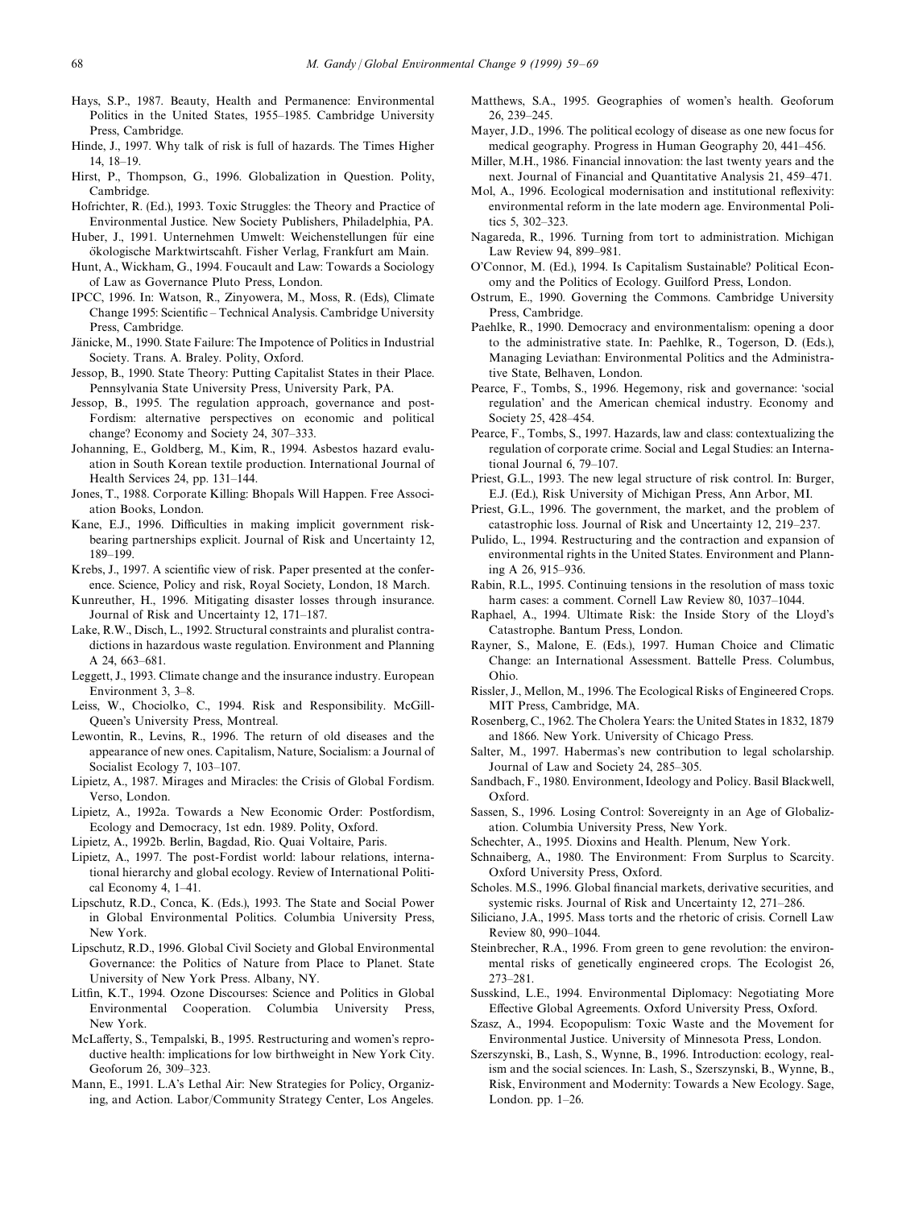Hays, S.P., 1987. Beauty, Health and Permanence: Environmental Politics in the United States, 1955–1985. Cambridge University Press, Cambridge.

Hinde, J., 1997. Why talk of risk is full of hazards. The Times Higher 14, 18–19.

Hirst, P., Thompson, G., 1996. Globalization in Question. Polity, Cambridge.

Hofrichter, R. (Ed.), 1993. Toxic Struggles: the Theory and Practice of Environmental Justice. New Society Publishers, Philadelphia, PA.

Huber, J., 1991. Unternehmen Umwelt: Weichenstellungen für eine ökologische Marktwirtscahft. Fisher Verlag, Frankfurt am Main.

Hunt, A., Wickham, G., 1994. Foucault and Law: Towards a Sociology of Law as Governance Pluto Press, London.

IPCC, 1996. In: Watson, R., Zinyowera, M., Moss, R. (Eds), Climate Change 1995: Scientific – Technical Analysis. Cambridge University Press, Cambridge.

Jänicke, M., 1990. State Failure: The Impotence of Politics in Industrial Society. Trans. A. Braley. Polity, Oxford.

Jessop, B., 1990. State Theory: Putting Capitalist States in their Place. Pennsylvania State University Press, University Park, PA.

Jessop, B., 1995. The regulation approach, governance and post-Fordism: alternative perspectives on economic and political change? Economy and Society 24, 307–333.

Johanning, E., Goldberg, M., Kim, R., 1994. Asbestos hazard evaluation in South Korean textile production. International Journal of Health Services 24, pp. 131–144.

Jones, T., 1988. Corporate Killing: Bhopals Will Happen. Free Association Books, London.

Kane, E.J., 1996. Difficulties in making implicit government risk-bearing partnerships explicit. Journal of Risk and Uncertainty 12, 189–199.

Krebs, J., 1997. A scientific view of risk. Paper presented at the conference. Science, Policy and risk, Royal Society, London, 18 March.

Kunreuther, H., 1996. Mitigating disaster losses through insurance. Journal of Risk and Uncertainty 12, 171–187.

Lake, R.W., Disch, L., 1992. Structural constraints and pluralist contradictions in hazardous waste regulation. Environment and Planning A 24, 663–681.

Leggett, J., 1993. Climate change and the insurance industry. European Environment 3, 3–8.

Leiss, W., Chociolko, C., 1994. Risk and Responsibility. McGill-Queen's University Press, Montreal.

Lewontin, R., Levins, R., 1996. The return of old diseases and the appearance of new ones. Capitalism, Nature, Socialism: a Journal of Socialist Ecology 7, 103–107.

Lipietz, A., 1987. Mirages and Miracles: the Crisis of Global Fordism. Verso, London.

Lipietz, A., 1992a. Towards a New Economic Order: Postfordism, Ecology and Democracy, 1st edn. 1989. Polity, Oxford.

Lipietz, A., 1992b. Berlin, Bagdad, Rio. Quai Voltaire, Paris.

Lipietz, A., 1997. The post-Fordist world: labour relations, international hierarchy and global ecology. Review of International Political Economy 4, 1–41.

Lipschutz, R.D., Conca, K. (Eds.), 1993. The State and Social Power in Global Environmental Politics. Columbia University Press, New York.

Lipschutz, R.D., 1996. Global Civil Society and Global Environmental Governance: the Politics of Nature from Place to Planet. State University of New York Press. Albany, NY.

Litfin, K.T., 1994. Ozone Discourses: Science and Politics in Global Environmental Cooperation. Columbia University Press, New York.

McLafferty, S., Tempalski, B., 1995. Restructuring and women's reproductive health: implications for low birthweight in New York City. Geoforum 26, 309–323.

Mann, E., 1991. L.A's Lethal Air: New Strategies for Policy, Organizing, and Action. Labor/Community Strategy Center, Los Angeles.

Matthews, S.A., 1995. Geographies of women's health. Geoforum 26, 239–245.

Mayer, J.D., 1996. The political ecology of disease as one new focus for medical geography. Progress in Human Geography 20, 441–456.

Miller, M.H., 1986. Financial innovation: the last twenty years and the next. Journal of Financial and Quantitative Analysis 21, 459–471.

Mol, A., 1996. Ecological modernisation and institutional reflexivity: environmental reform in the late modern age. Environmental Politics 5, 302–323.

Nagareda, R., 1996. Turning from tort to administration. Michigan Law Review 94, 899–981.

O'Connor, M. (Ed.), 1994. Is Capitalism Sustainable? Political Economy and the Politics of Ecology. Guilford Press, London.

Ostrum, E., 1990. Governing the Commons. Cambridge University Press, Cambridge.

Paehlke, R., 1990. Democracy and environmentalism: opening a door to the administrative state. In: Paehlke, R., Togerson, D. (Eds.), Managing Leviathan: Environmental Politics and the Administrative State, Belhaven, London.

Pearce, F., Tombs, S., 1996. Hegemony, risk and governance: 'social regulation' and the American chemical industry. Economy and Society 25, 428–454.

Pearce, F., Tombs, S., 1997. Hazards, law and class: contextualizing the regulation of corporate crime. Social and Legal Studies: an International Journal 6, 79–107.

Priest, G.L., 1993. The new legal structure of risk control. In: Burger, E.J. (Ed.), Risk University of Michigan Press, Ann Arbor, MI.

Priest, G.L., 1996. The government, the market, and the problem of catastrophic loss. Journal of Risk and Uncertainty 12, 219–237.

Pulido, L., 1994. Restructuring and the contraction and expansion of environmental rights in the United States. Environment and Planning A 26, 915–936.

Rabin, R.L., 1995. Continuing tensions in the resolution of mass toxic harm cases: a comment. Cornell Law Review 80, 1037–1044.

Raphael, A., 1994. Ultimate Risk: the Inside Story of the Lloyd's Catastrophe. Bantum Press, London.

Rayner, S., Malone, E. (Eds.), 1997. Human Choice and Climatic Change: an International Assessment. Battelle Press. Columbus, Ohio.

Rissler, J., Mellon, M., 1996. The Ecological Risks of Engineered Crops. MIT Press, Cambridge, MA.

Rosenberg, C., 1962. The Cholera Years: the United States in 1832, 1879 and 1866. New York. University of Chicago Press.

Salter, M., 1997. Habermas's new contribution to legal scholarship. Journal of Law and Society 24, 285–305.

Sandbach, F., 1980. Environment, Ideology and Policy. Basil Blackwell, Oxford.

Sassen, S., 1996. Losing Control: Sovereignty in an Age of Globalization. Columbia University Press, New York.

Schechter, A., 1995. Dioxins and Health. Plenum, New York.

Schnaiberg, A., 1980. The Environment: From Surplus to Scarcity. Oxford University Press, Oxford.

Scholes. M.S., 1996. Global financial markets, derivative securities, and systemic risks. Journal of Risk and Uncertainty 12, 271–286.

Siliciano, J.A., 1995. Mass torts and the rhetoric of crisis. Cornell Law Review 80, 990–1044.

Steinbrecher, R.A., 1996. From green to gene revolution: the environmental risks of genetically engineered crops. The Ecologist 26, 273–281.

Susskind, L.E., 1994. Environmental Diplomacy: Negotiating More Effective Global Agreements. Oxford University Press, Oxford.

Szasz, A., 1994. Ecopopulism: Toxic Waste and the Movement for Environmental Justice. University of Minnesota Press, London.

Szerszynski, B., Lash, S., Wynne, B., 1996. Introduction: ecology, realism and the social sciences. In: Lash, S., Szerszynski, B., Wynne, B., Risk, Environment and Modernity: Towards a New Ecology. Sage, London. pp. 1–26.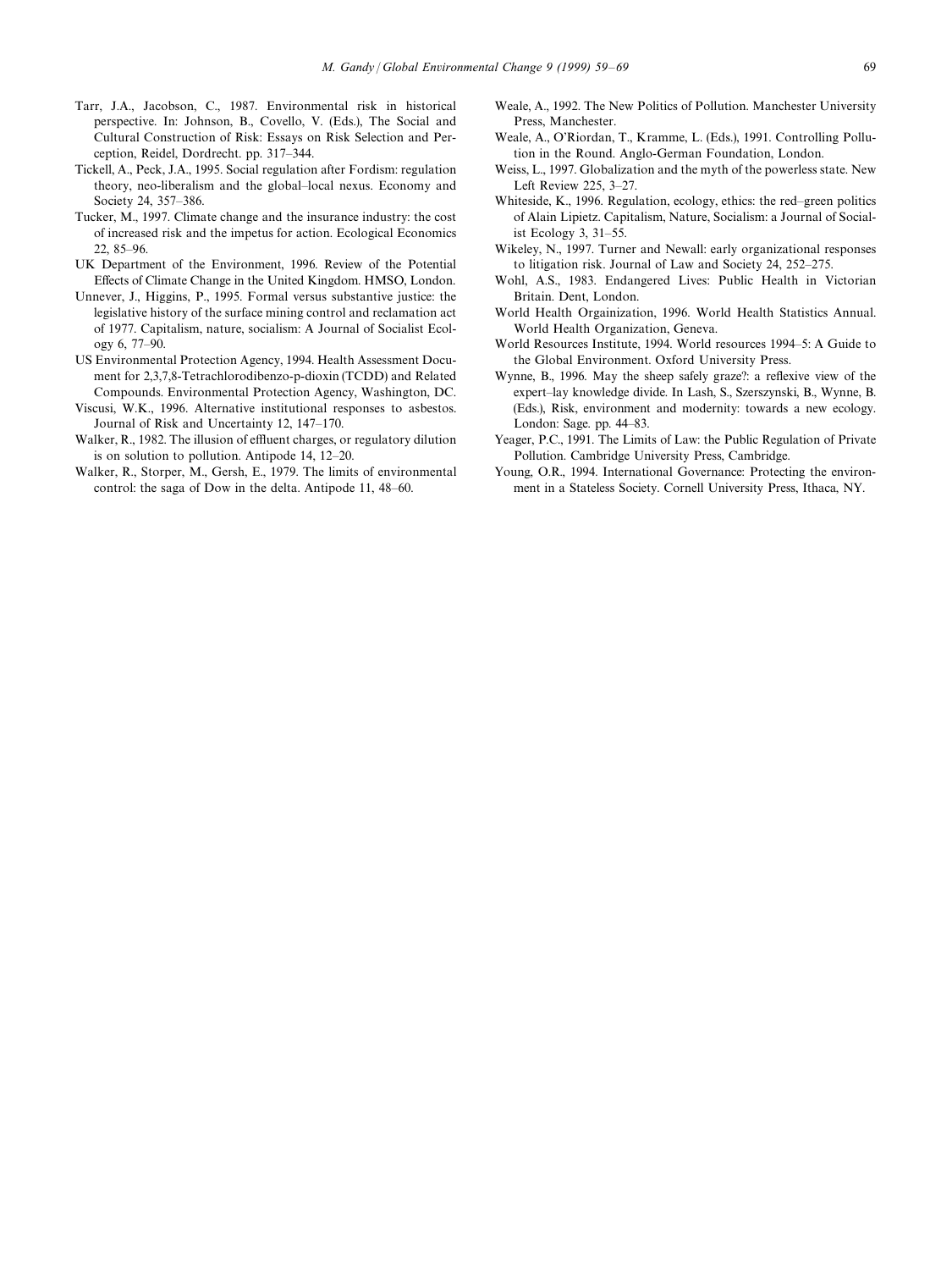Tarr, J.A., Jacobson, C., 1987. Environmental risk in historical perspective. In: Johnson, B., Covello, V. (Eds.), The Social and Cultural Construction of Risk: Essays on Risk Selection and Perception, Reidel, Dordrecht. pp. 317–344.

Tickell, A., Peck, J.A., 1995. Social regulation after Fordism: regulation theory, neo-liberalism and the global–local nexus. Economy and Society 24, 357–386.

Tucker, M., 1997. Climate change and the insurance industry: the cost of increased risk and the impetus for action. Ecological Economics 22, 85–96.

UK Department of the Environment, 1996. Review of the Potential Effects of Climate Change in the United Kingdom. HMSO, London.

Unnever, J., Higgins, P., 1995. Formal versus substantive justice: the legislative history of the surface mining control and reclamation act of 1977. Capitalism, nature, socialism: A Journal of Socialist Ecology 6, 77–90.

US Environmental Protection Agency, 1994. Health Assessment Document for 2,3,7,8-Tetrachlorodibenzo-p-dioxin (TCDD) and Related Compounds. Environmental Protection Agency, Washington, DC.

Viscusi, W.K., 1996. Alternative institutional responses to asbestos. Journal of Risk and Uncertainty 12, 147–170.

Walker, R., 1982. The illusion of effluent charges, or regulatory dilution is on solution to pollution. Antipode 14, 12–20.

Walker, R., Storper, M., Gersh, E., 1979. The limits of environmental control: the saga of Dow in the delta. Antipode 11, 48–60.

Weale, A., 1992. The New Politics of Pollution. Manchester University Press, Manchester.

Weale, A., O'Riordan, T., Kramme, L. (Eds.), 1991. Controlling Pollution in the Round. Anglo-German Foundation, London.

Weiss, L., 1997. Globalization and the myth of the powerless state. New Left Review 225, 3–27.

Whiteside, K., 1996. Regulation, ecology, ethics: the red–green politics of Alain Lipietz. Capitalism, Nature, Socialism: a Journal of Socialist Ecology 3, 31–55.

Wikeley, N., 1997. Turner and Newall: early organizational responses to litigation risk. Journal of Law and Society 24, 252–275.

Wohl, A.S., 1983. Endangered Lives: Public Health in Victorian Britain. Dent, London.

World Health Orgainization, 1996. World Health Statistics Annual. World Health Organization, Geneva.

World Resources Institute, 1994. World resources 1994–5: A Guide to the Global Environment. Oxford University Press.

Wynne, B., 1996. May the sheep safely graze?: a reflexive view of the expert–lay knowledge divide. In Lash, S., Szerszynski, B., Wynne, B. (Eds.), Risk, environment and modernity: towards a new ecology. London: Sage. pp. 44–83.

Yeager, P.C., 1991. The Limits of Law: the Public Regulation of Private Pollution. Cambridge University Press, Cambridge.

Young, O.R., 1994. International Governance: Protecting the environment in a Stateless Society. Cornell University Press, Ithaca, NY.